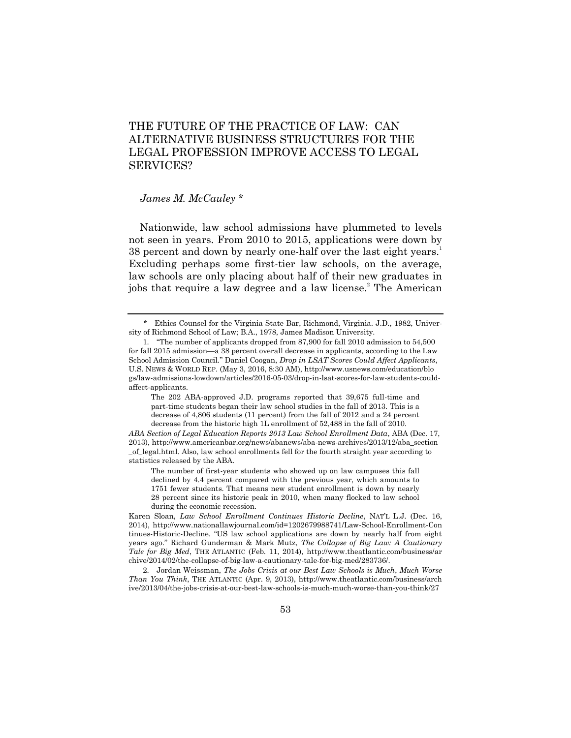# THE FUTURE OF THE PRACTICE OF LAW: CAN ALTERNATIVE BUSINESS STRUCTURES FOR THE LEGAL PROFESSION IMPROVE ACCESS TO LEGAL SERVICES?

*James M. McCauley* *

Nationwide, law school admissions have plummeted to levels not seen in years. From 2010 to 2015, applications were down by 38 percent and down by nearly one-half over the last eight years.[1] Excluding perhaps some first-tier law schools, on the average, law schools are only placing about half of their new graduates in jobs that require a law degree and a law license.[2] The American

---

\* Ethics Counsel for the Virginia State Bar, Richmond, Virginia. J.D., 1982, University of Richmond School of Law; B.A., 1978, James Madison University.

1. "The number of applicants dropped from 87,900 for fall 2010 admission to 54,500 for fall 2015 admission—a 38 percent overall decrease in applicants, according to the Law School Admission Council." Daniel Coogan, *Drop in LSAT Scores Could Affect Applicants*, U.S. NEWS & WORLD REP. (May 3, 2016, 8:30 AM), http://www.usnews.com/education/blogs/law-admissions-lowdown/articles/2016-05-03/drop-in-lsat-scores-for-law-students-could-affect-applicants.

> The 202 ABA-approved J.D. programs reported that 39,675 full-time and part-time students began their law school studies in the fall of 2013. This is a decrease of 4,806 students (11 percent) from the fall of 2012 and a 24 percent decrease from the historic high 1L enrollment of 52,488 in the fall of 2010.

*ABA Section of Legal Education Reports 2013 Law School Enrollment Data*, ABA (Dec. 17, 2013), http://www.americanbar.org/news/abanews/aba-news-archives/2013/12/aba_section_of_legal.html. Also, law school enrollments fell for the fourth straight year according to statistics released by the ABA.

> The number of first-year students who showed up on law campuses this fall declined by 4.4 percent compared with the previous year, which amounts to 1751 fewer students. That means new student enrollment is down by nearly 28 percent since its historic peak in 2010, when many flocked to law school during the economic recession.

Karen Sloan, *Law School Enrollment Continues Historic Decline*, NAT'L L.J. (Dec. 16, 2014), http://www.nationallawjournal.com/id=1202679988741/Law-School-Enrollment-Continues-Historic-Decline. "US law school applications are down by nearly half from eight years ago." Richard Gunderman & Mark Mutz, *The Collapse of Big Law: A Cautionary Tale for Big Med*, THE ATLANTIC (Feb. 11, 2014), http://www.theatlantic.com/business/archive/2014/02/the-collapse-of-big-law-a-cautionary-tale-for-big-med/283736/.

2. Jordan Weissman, *The Jobs Crisis at our Best Law Schools is Much, Much Worse Than You Think*, THE ATLANTIC (Apr. 9, 2013), http://www.theatlantic.com/business/archive/2013/04/the-jobs-crisis-at-our-best-law-schools-is-much-much-worse-than-you-think/27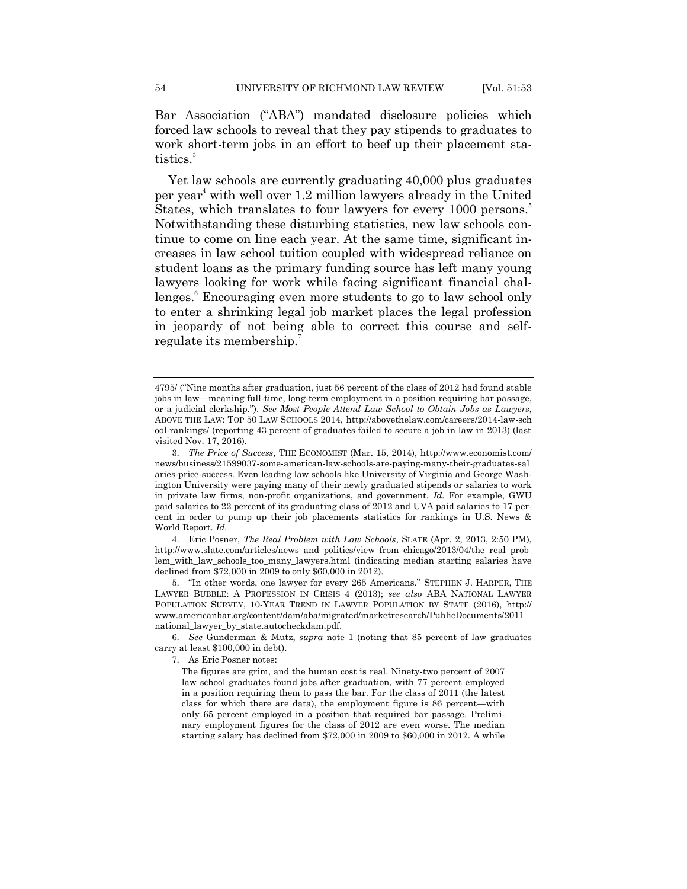Bar Association ("ABA") mandated disclosure policies which forced law schools to reveal that they pay stipends to graduates to work short-term jobs in an effort to beef up their placement statistics.[3]

Yet law schools are currently graduating 40,000 plus graduates per year[4] with well over 1.2 million lawyers already in the United States, which translates to four lawyers for every 1000 persons.[5] Notwithstanding these disturbing statistics, new law schools continue to come on line each year. At the same time, significant increases in law school tuition coupled with widespread reliance on student loans as the primary funding source has left many young lawyers looking for work while facing significant financial challenges.[6] Encouraging even more students to go to law school only to enter a shrinking legal job market places the legal profession in jeopardy of not being able to correct this course and self-regulate its membership.[7]

---

4795/ ("Nine months after graduation, just 56 percent of the class of 2012 had found stable jobs in law—meaning full-time, long-term employment in a position requiring bar passage, or a judicial clerkship."). *See Most People Attend Law School to Obtain Jobs as Lawyers*, ABOVE THE LAW: TOP 50 LAW SCHOOLS 2014, http://abovethelaw.com/careers/2014-law-school-rankings/ (reporting 43 percent of graduates failed to secure a job in law in 2013) (last visited Nov. 17, 2016).

3. *The Price of Success*, THE ECONOMIST (Mar. 15, 2014), http://www.economist.com/news/business/21599037-some-american-law-schools-are-paying-many-their-graduates-salaries-price-success. Even leading law schools like University of Virginia and George Washington University were paying many of their newly graduated stipends or salaries to work in private law firms, non-profit organizations, and government. *Id.* For example, GWU paid salaries to 22 percent of its graduating class of 2012 and UVA paid salaries to 17 percent in order to pump up their job placements statistics for rankings in U.S. News & World Report. *Id.*

4. Eric Posner, *The Real Problem with Law Schools*, SLATE (Apr. 2, 2013, 2:50 PM), http://www.slate.com/articles/news_and_politics/view_from_chicago/2013/04/the_real_problem_with_law_schools_too_many_lawyers.html (indicating median starting salaries have declined from $72,000 in 2009 to only $60,000 in 2012).

5. "In other words, one lawyer for every 265 Americans." STEPHEN J. HARPER, THE LAWYER BUBBLE: A PROFESSION IN CRISIS 4 (2013); *see also* ABA NATIONAL LAWYER POPULATION SURVEY, 10-YEAR TREND IN LAWYER POPULATION BY STATE (2016), http://www.americanbar.org/content/dam/aba/migrated/marketresearch/PublicDocuments/2011_national_lawyer_by_state.autocheckdam.pdf.

6. *See* Gunderman & Mutz, *supra* note 1 (noting that 85 percent of law graduates carry at least $100,000 in debt).

7. As Eric Posner notes:

> The figures are grim, and the human cost is real. Ninety-two percent of 2007 law school graduates found jobs after graduation, with 77 percent employed in a position requiring them to pass the bar. For the class of 2011 (the latest class for which there are data), the employment figure is 86 percent—with only 65 percent employed in a position that required bar passage. Preliminary employment figures for the class of 2012 are even worse. The median starting salary has declined from $72,000 in 2009 to $60,000 in 2012. A while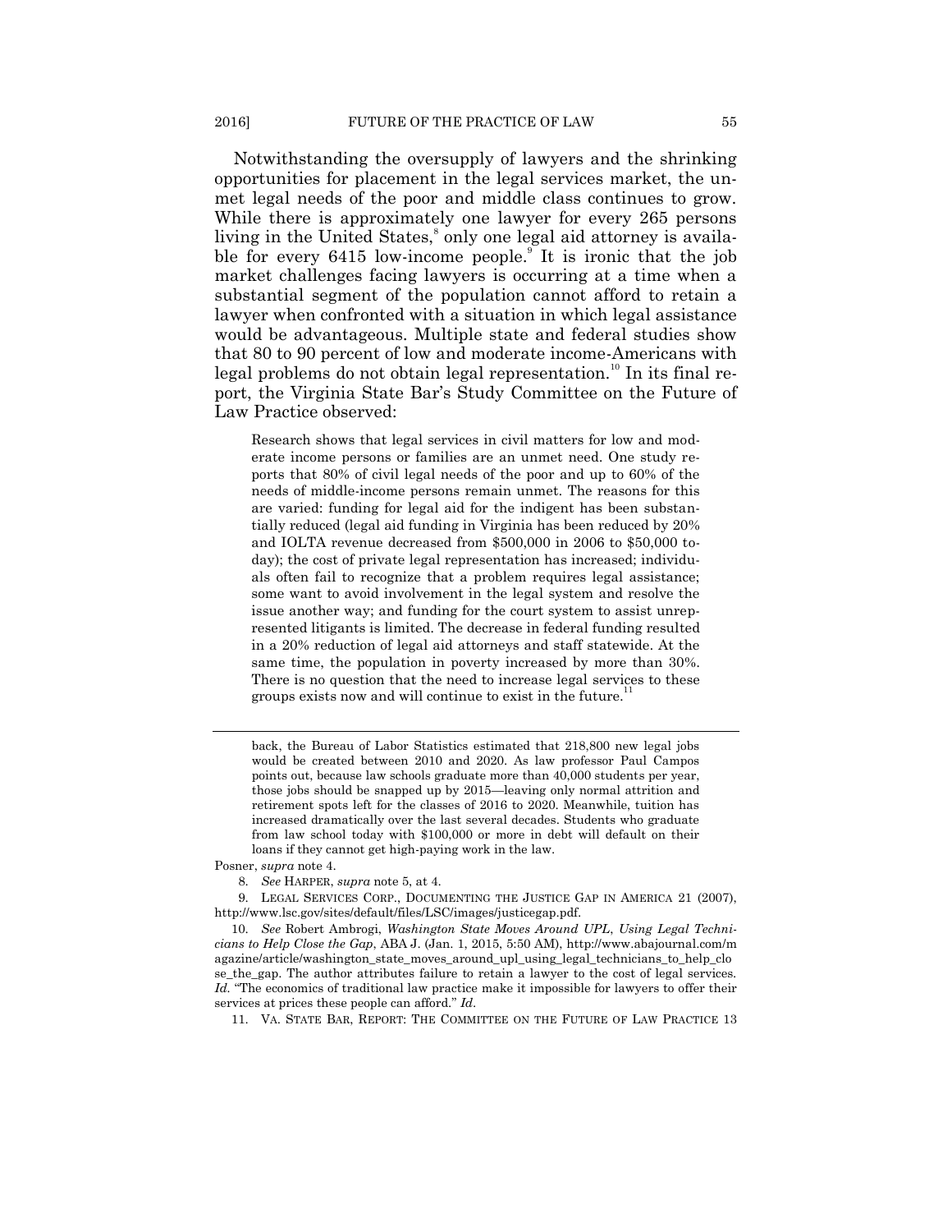Notwithstanding the oversupply of lawyers and the shrinking opportunities for placement in the legal services market, the unmet legal needs of the poor and middle class continues to grow. While there is approximately one lawyer for every 265 persons living in the United States,[8] only one legal aid attorney is available for every 6415 low-income people.[9] It is ironic that the job market challenges facing lawyers is occurring at a time when a substantial segment of the population cannot afford to retain a lawyer when confronted with a situation in which legal assistance would be advantageous. Multiple state and federal studies show that 80 to 90 percent of low and moderate income-Americans with legal problems do not obtain legal representation.[10] In its final report, the Virginia State Bar's Study Committee on the Future of Law Practice observed:

> Research shows that legal services in civil matters for low and moderate income persons or families are an unmet need. One study reports that 80% of civil legal needs of the poor and up to 60% of the needs of middle-income persons remain unmet. The reasons for this are varied: funding for legal aid for the indigent has been substantially reduced (legal aid funding in Virginia has been reduced by 20% and IOLTA revenue decreased from $500,000 in 2006 to $50,000 today); the cost of private legal representation has increased; individuals often fail to recognize that a problem requires legal assistance; some want to avoid involvement in the legal system and resolve the issue another way; and funding for the court system to assist unrepresented litigants is limited. The decrease in federal funding resulted in a 20% reduction of legal aid attorneys and staff statewide. At the same time, the population in poverty increased by more than 30%. There is no question that the need to increase legal services to these groups exists now and will continue to exist in the future.[11]

---

> back, the Bureau of Labor Statistics estimated that 218,800 new legal jobs would be created between 2010 and 2020. As law professor Paul Campos points out, because law schools graduate more than 40,000 students per year, those jobs should be snapped up by 2015—leaving only normal attrition and retirement spots left for the classes of 2016 to 2020. Meanwhile, tuition has increased dramatically over the last several decades. Students who graduate from law school today with $100,000 or more in debt will default on their loans if they cannot get high-paying work in the law.

Posner, *supra* note 4.

8. *See* HARPER, *supra* note 5, at 4.

9. LEGAL SERVICES CORP., DOCUMENTING THE JUSTICE GAP IN AMERICA 21 (2007), http://www.lsc.gov/sites/default/files/LSC/images/justicegap.pdf.

10. *See* Robert Ambrogi, *Washington State Moves Around UPL, Using Legal Technicians to Help Close the Gap*, ABA J. (Jan. 1, 2015, 5:50 AM), http://www.abajournal.com/magazine/article/washington_state_moves_around_upl_using_legal_technicians_to_help_close_the_gap. The author attributes failure to retain a lawyer to the cost of legal services. *Id.* "The economics of traditional law practice make it impossible for lawyers to offer their services at prices these people can afford." *Id.*

11. VA. STATE BAR, REPORT: THE COMMITTEE ON THE FUTURE OF LAW PRACTICE 13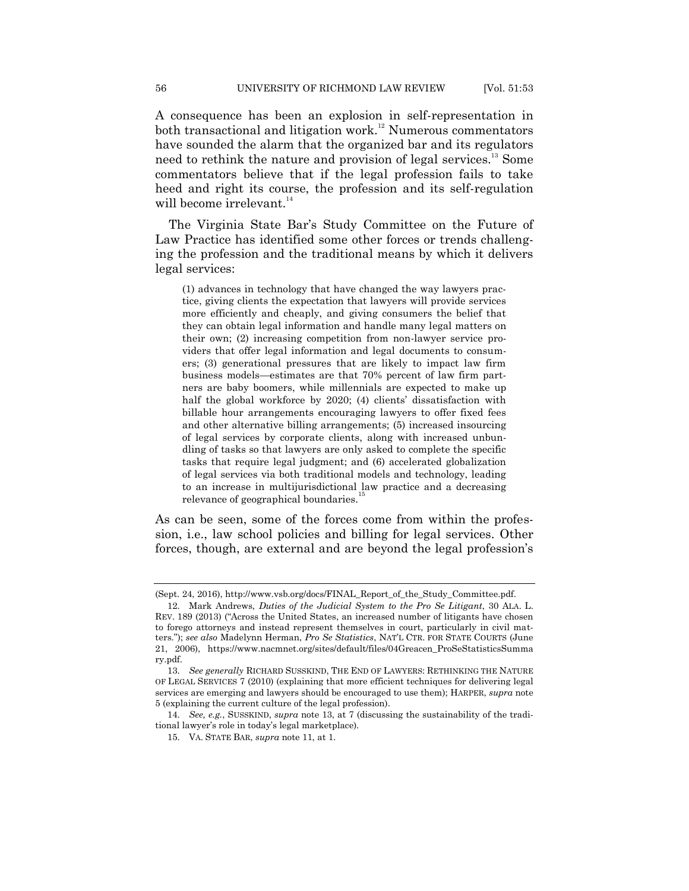A consequence has been an explosion in self-representation in both transactional and litigation work.[12] Numerous commentators have sounded the alarm that the organized bar and its regulators need to rethink the nature and provision of legal services.[13] Some commentators believe that if the legal profession fails to take heed and right its course, the profession and its self-regulation will become irrelevant.[14]

The Virginia State Bar's Study Committee on the Future of Law Practice has identified some other forces or trends challenging the profession and the traditional means by which it delivers legal services:

> (1) advances in technology that have changed the way lawyers practice, giving clients the expectation that lawyers will provide services more efficiently and cheaply, and giving consumers the belief that they can obtain legal information and handle many legal matters on their own; (2) increasing competition from non-lawyer service providers that offer legal information and legal documents to consumers; (3) generational pressures that are likely to impact law firm business models—estimates are that 70% percent of law firm partners are baby boomers, while millennials are expected to make up half the global workforce by 2020; (4) clients' dissatisfaction with billable hour arrangements encouraging lawyers to offer fixed fees and other alternative billing arrangements; (5) increased insourcing of legal services by corporate clients, along with increased unbundling of tasks so that lawyers are only asked to complete the specific tasks that require legal judgment; and (6) accelerated globalization of legal services via both traditional models and technology, leading to an increase in multijurisdictional law practice and a decreasing relevance of geographical boundaries.[15]

As can be seen, some of the forces come from within the profession, i.e., law school policies and billing for legal services. Other forces, though, are external and are beyond the legal profession's

---

(Sept. 24, 2016), http://www.vsb.org/docs/FINAL_Report_of_the_Study_Committee.pdf.

12. Mark Andrews, *Duties of the Judicial System to the Pro Se Litigant*, 30 ALA. L. REV. 189 (2013) ("Across the United States, an increased number of litigants have chosen to forego attorneys and instead represent themselves in court, particularly in civil matters."); *see also* Madelynn Herman, *Pro Se Statistics*, NAT'L CTR. FOR STATE COURTS (June 21, 2006), https://www.nacmnet.org/sites/default/files/04Greacen_ProSeStatisticsSummary.pdf.

13. *See generally* RICHARD SUSSKIND, THE END OF LAWYERS: RETHINKING THE NATURE OF LEGAL SERVICES 7 (2010) (explaining that more efficient techniques for delivering legal services are emerging and lawyers should be encouraged to use them); HARPER, *supra* note 5 (explaining the current culture of the legal profession).

14. *See, e.g.*, SUSSKIND, *supra* note 13, at 7 (discussing the sustainability of the traditional lawyer's role in today's legal marketplace).

15. VA. STATE BAR, *supra* note 11, at 1.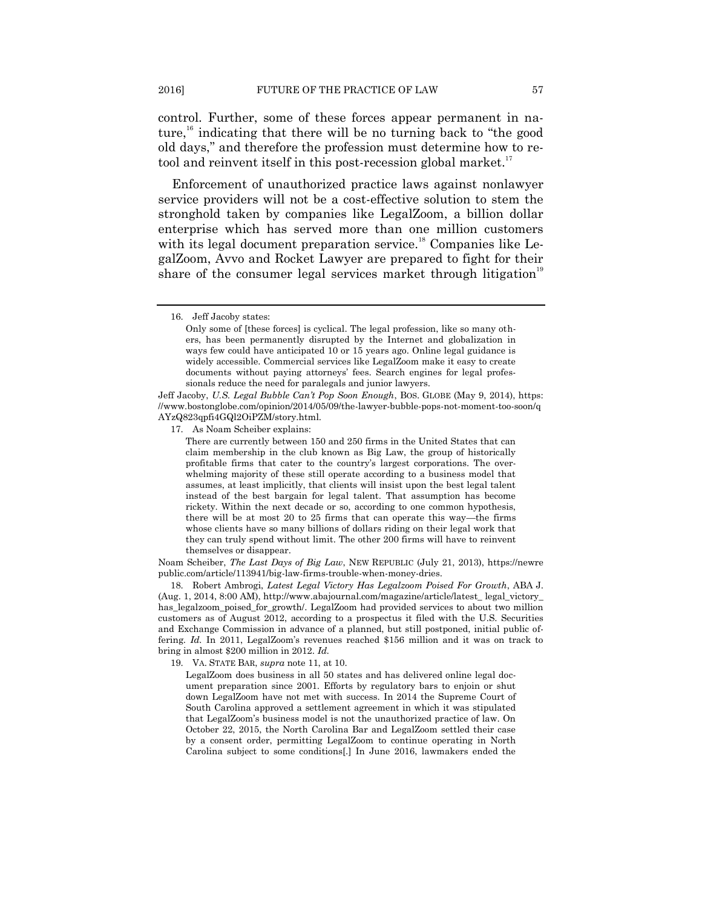control. Further, some of these forces appear permanent in nature,[16] indicating that there will be no turning back to "the good old days," and therefore the profession must determine how to retool and reinvent itself in this post-recession global market.[17]

Enforcement of unauthorized practice laws against nonlawyer service providers will not be a cost-effective solution to stem the stronghold taken by companies like LegalZoom, a billion dollar enterprise which has served more than one million customers with its legal document preparation service.[18] Companies like LegalZoom, Avvo and Rocket Lawyer are prepared to fight for their share of the consumer legal services market through litigation[19]

---

16. Jeff Jacoby states:

> Only some of [these forces] is cyclical. The legal profession, like so many others, has been permanently disrupted by the Internet and globalization in ways few could have anticipated 10 or 15 years ago. Online legal guidance is widely accessible. Commercial services like LegalZoom make it easy to create documents without paying attorneys' fees. Search engines for legal professionals reduce the need for paralegals and junior lawyers.

Jeff Jacoby, *U.S. Legal Bubble Can't Pop Soon Enough*, BOS. GLOBE (May 9, 2014), https://www.bostonglobe.com/opinion/2014/05/09/the-lawyer-bubble-pops-not-moment-too-soon/qAYzQ823qpfi4GQl2OiPZM/story.html.

17. As Noam Scheiber explains:

> There are currently between 150 and 250 firms in the United States that can claim membership in the club known as Big Law, the group of historically profitable firms that cater to the country's largest corporations. The overwhelming majority of these still operate according to a business model that assumes, at least implicitly, that clients will insist upon the best legal talent instead of the best bargain for legal talent. That assumption has become rickety. Within the next decade or so, according to one common hypothesis, there will be at most 20 to 25 firms that can operate this way—the firms whose clients have so many billions of dollars riding on their legal work that they can truly spend without limit. The other 200 firms will have to reinvent themselves or disappear.

Noam Scheiber, *The Last Days of Big Law*, NEW REPUBLIC (July 21, 2013), https://newrepublic.com/article/113941/big-law-firms-trouble-when-money-dries.

18. Robert Ambrogi, *Latest Legal Victory Has Legalzoom Poised For Growth*, ABA J. (Aug. 1, 2014, 8:00 AM), http://www.abajournal.com/magazine/article/latest_legal_victory_has_legalzoom_poised_for_growth/. LegalZoom had provided services to about two million customers as of August 2012, according to a prospectus it filed with the U.S. Securities and Exchange Commission in advance of a planned, but still postponed, initial public offering. *Id.* In 2011, LegalZoom's revenues reached $156 million and it was on track to bring in almost $200 million in 2012. *Id.*

19. VA. STATE BAR, *supra* note 11, at 10.

> LegalZoom does business in all 50 states and has delivered online legal document preparation since 2001. Efforts by regulatory bars to enjoin or shut down LegalZoom have not met with success. In 2014 the Supreme Court of South Carolina approved a settlement agreement in which it was stipulated that LegalZoom's business model is not the unauthorized practice of law. On October 22, 2015, the North Carolina Bar and LegalZoom settled their case by a consent order, permitting LegalZoom to continue operating in North Carolina subject to some conditions[.] In June 2016, lawmakers ended the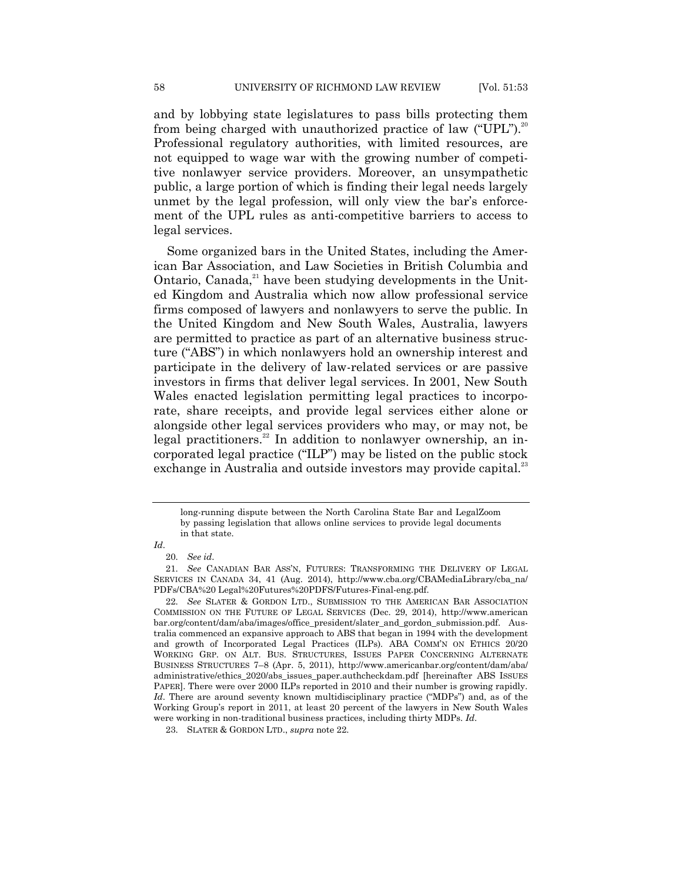and by lobbying state legislatures to pass bills protecting them from being charged with unauthorized practice of law ("UPL").[20] Professional regulatory authorities, with limited resources, are not equipped to wage war with the growing number of competitive nonlawyer service providers. Moreover, an unsympathetic public, a large portion of which is finding their legal needs largely unmet by the legal profession, will only view the bar's enforcement of the UPL rules as anti-competitive barriers to access to legal services.

Some organized bars in the United States, including the American Bar Association, and Law Societies in British Columbia and Ontario, Canada,[21] have been studying developments in the United Kingdom and Australia which now allow professional service firms composed of lawyers and nonlawyers to serve the public. In the United Kingdom and New South Wales, Australia, lawyers are permitted to practice as part of an alternative business structure ("ABS") in which nonlawyers hold an ownership interest and participate in the delivery of law-related services or are passive investors in firms that deliver legal services. In 2001, New South Wales enacted legislation permitting legal practices to incorporate, share receipts, and provide legal services either alone or alongside other legal services providers who may, or may not, be legal practitioners.[22] In addition to nonlawyer ownership, an incorporated legal practice ("ILP") may be listed on the public stock exchange in Australia and outside investors may provide capital.[23]

---

long-running dispute between the North Carolina State Bar and LegalZoom by passing legislation that allows online services to provide legal documents in that state.

*Id*.

20. *See id*.

21. *See* CANADIAN BAR ASS'N, FUTURES: TRANSFORMING THE DELIVERY OF LEGAL SERVICES IN CANADA 34, 41 (Aug. 2014), http://www.cba.org/CBAMediaLibrary/cba_na/PDFs/CBA%20 Legal%20Futures%20PDFS/Futures-Final-eng.pdf.

22. *See* SLATER & GORDON LTD., SUBMISSION TO THE AMERICAN BAR ASSOCIATION COMMISSION ON THE FUTURE OF LEGAL SERVICES (Dec. 29, 2014), http://www.americanbar.org/content/dam/aba/images/office_president/slater_and_gordon_submission.pdf. Australia commenced an expansive approach to ABS that began in 1994 with the development and growth of Incorporated Legal Practices (ILPs). ABA COMM'N ON ETHICS 20/20 WORKING GRP. ON ALT. BUS. STRUCTURES, ISSUES PAPER CONCERNING ALTERNATE BUSINESS STRUCTURES 7–8 (Apr. 5, 2011), http://www.americanbar.org/content/dam/aba/administrative/ethics_2020/abs_issues_paper.authcheckdam.pdf [hereinafter ABS ISSUES PAPER]. There were over 2000 ILPs reported in 2010 and their number is growing rapidly. *Id*. There are around seventy known multidisciplinary practice ("MDPs") and, as of the Working Group's report in 2011, at least 20 percent of the lawyers in New South Wales were working in non-traditional business practices, including thirty MDPs. *Id*.

23. SLATER & GORDON LTD., *supra* note 22.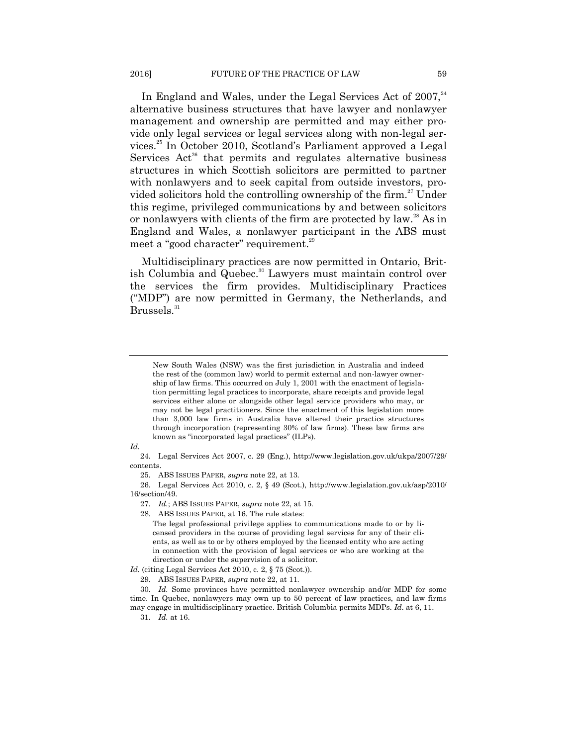In England and Wales, under the Legal Services Act of 2007,[24] alternative business structures that have lawyer and nonlawyer management and ownership are permitted and may either provide only legal services or legal services along with non-legal services.[25] In October 2010, Scotland's Parliament approved a Legal Services Act[26] that permits and regulates alternative business structures in which Scottish solicitors are permitted to partner with nonlawyers and to seek capital from outside investors, provided solicitors hold the controlling ownership of the firm.[27] Under this regime, privileged communications by and between solicitors or nonlawyers with clients of the firm are protected by law.[28] As in England and Wales, a nonlawyer participant in the ABS must meet a "good character" requirement.[29]

Multidisciplinary practices are now permitted in Ontario, British Columbia and Quebec.[30] Lawyers must maintain control over the services the firm provides. Multidisciplinary Practices ("MDP") are now permitted in Germany, the Netherlands, and Brussels.[31]

---

> New South Wales (NSW) was the first jurisdiction in Australia and indeed the rest of the (common law) world to permit external and non-lawyer ownership of law firms. This occurred on July 1, 2001 with the enactment of legislation permitting legal practices to incorporate, share receipts and provide legal services either alone or alongside other legal service providers who may, or may not be legal practitioners. Since the enactment of this legislation more than 3,000 law firms in Australia have altered their practice structures through incorporation (representing 30% of law firms). These law firms are known as "incorporated legal practices" (ILPs).

*Id.*

24. Legal Services Act 2007, c. 29 (Eng.), http://www.legislation.gov.uk/ukpa/2007/29/contents.

25. ABS ISSUES PAPER, *supra* note 22, at 13.

26. Legal Services Act 2010, c. 2, § 49 (Scot.), http://www.legislation.gov.uk/asp/2010/16/section/49.

27. *Id.*; ABS ISSUES PAPER, *supra* note 22, at 15.

28. ABS ISSUES PAPER, at 16. The rule states:

> The legal professional privilege applies to communications made to or by licensed providers in the course of providing legal services for any of their clients, as well as to or by others employed by the licensed entity who are acting in connection with the provision of legal services or who are working at the direction or under the supervision of a solicitor.

*Id.* (citing Legal Services Act 2010, c. 2, § 75 (Scot.)).

29. ABS ISSUES PAPER, *supra* note 22, at 11.

30. *Id.* Some provinces have permitted nonlawyer ownership and/or MDP for some time. In Quebec, nonlawyers may own up to 50 percent of law practices, and law firms may engage in multidisciplinary practice. British Columbia permits MDPs. *Id.* at 6, 11.

31. *Id.* at 16.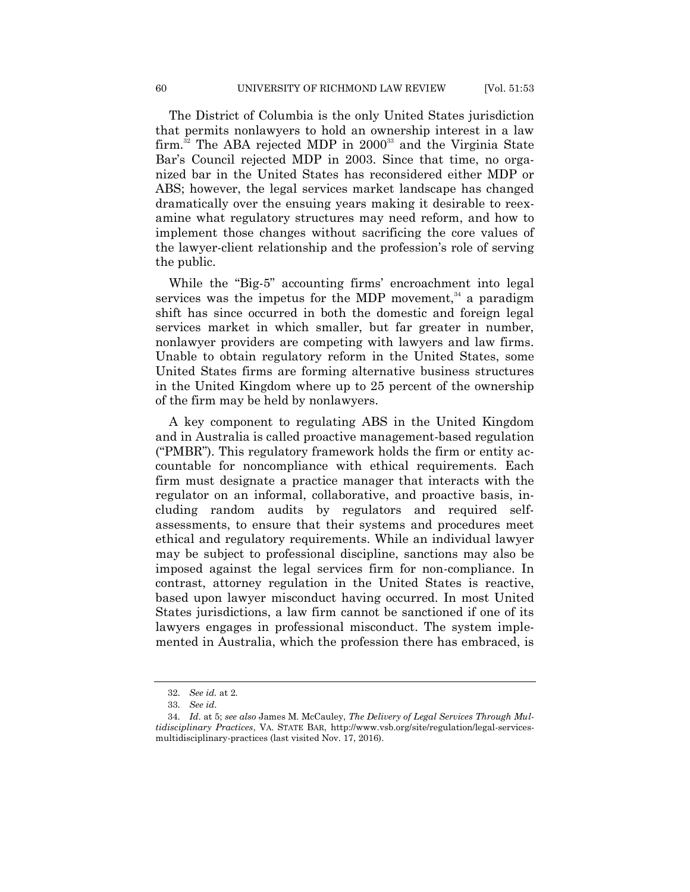The District of Columbia is the only United States jurisdiction that permits nonlawyers to hold an ownership interest in a law firm.[32] The ABA rejected MDP in 2000[33] and the Virginia State Bar's Council rejected MDP in 2003. Since that time, no organized bar in the United States has reconsidered either MDP or ABS; however, the legal services market landscape has changed dramatically over the ensuing years making it desirable to reexamine what regulatory structures may need reform, and how to implement those changes without sacrificing the core values of the lawyer-client relationship and the profession's role of serving the public.

While the "Big-5" accounting firms' encroachment into legal services was the impetus for the MDP movement,[34] a paradigm shift has since occurred in both the domestic and foreign legal services market in which smaller, but far greater in number, nonlawyer providers are competing with lawyers and law firms. Unable to obtain regulatory reform in the United States, some United States firms are forming alternative business structures in the United Kingdom where up to 25 percent of the ownership of the firm may be held by nonlawyers.

A key component to regulating ABS in the United Kingdom and in Australia is called proactive management-based regulation ("PMBR"). This regulatory framework holds the firm or entity accountable for noncompliance with ethical requirements. Each firm must designate a practice manager that interacts with the regulator on an informal, collaborative, and proactive basis, including random audits by regulators and required self-assessments, to ensure that their systems and procedures meet ethical and regulatory requirements. While an individual lawyer may be subject to professional discipline, sanctions may also be imposed against the legal services firm for non-compliance. In contrast, attorney regulation in the United States is reactive, based upon lawyer misconduct having occurred. In most United States jurisdictions, a law firm cannot be sanctioned if one of its lawyers engages in professional misconduct. The system implemented in Australia, which the profession there has embraced, is

---

32. *See id.* at 2.

33. *See id.*

34. *Id.* at 5; *see also* James M. McCauley, *The Delivery of Legal Services Through Multidisciplinary Practices*, VA. STATE BAR, http://www.vsb.org/site/regulation/legal-services-multidisciplinary-practices (last visited Nov. 17, 2016).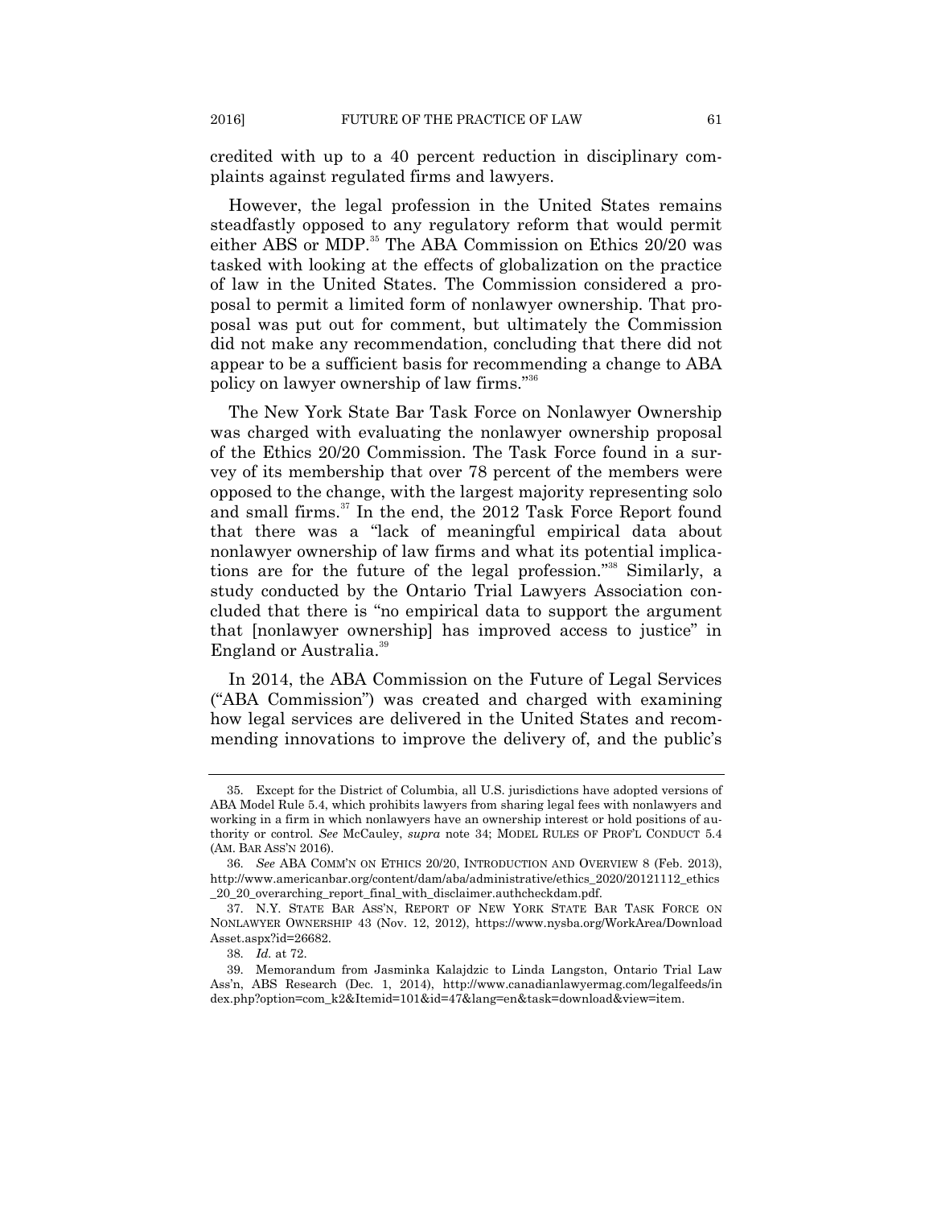credited with up to a 40 percent reduction in disciplinary complaints against regulated firms and lawyers.

However, the legal profession in the United States remains steadfastly opposed to any regulatory reform that would permit either ABS or MDP.[35] The ABA Commission on Ethics 20/20 was tasked with looking at the effects of globalization on the practice of law in the United States. The Commission considered a proposal to permit a limited form of nonlawyer ownership. That proposal was put out for comment, but ultimately the Commission did not make any recommendation, concluding that there did not appear to be a sufficient basis for recommending a change to ABA policy on lawyer ownership of law firms."[36]

The New York State Bar Task Force on Nonlawyer Ownership was charged with evaluating the nonlawyer ownership proposal of the Ethics 20/20 Commission. The Task Force found in a survey of its membership that over 78 percent of the members were opposed to the change, with the largest majority representing solo and small firms.[37] In the end, the 2012 Task Force Report found that there was a "lack of meaningful empirical data about nonlawyer ownership of law firms and what its potential implications are for the future of the legal profession."[38] Similarly, a study conducted by the Ontario Trial Lawyers Association concluded that there is "no empirical data to support the argument that [nonlawyer ownership] has improved access to justice" in England or Australia.[39]

In 2014, the ABA Commission on the Future of Legal Services ("ABA Commission") was created and charged with examining how legal services are delivered in the United States and recommending innovations to improve the delivery of, and the public's

---

35. Except for the District of Columbia, all U.S. jurisdictions have adopted versions of ABA Model Rule 5.4, which prohibits lawyers from sharing legal fees with nonlawyers and working in a firm in which nonlawyers have an ownership interest or hold positions of authority or control. *See* McCauley, *supra* note 34; MODEL RULES OF PROF'L CONDUCT 5.4 (AM. BAR ASS'N 2016).

36. *See* ABA COMM'N ON ETHICS 20/20, INTRODUCTION AND OVERVIEW 8 (Feb. 2013), http://www.americanbar.org/content/dam/aba/administrative/ethics_2020/20121112_ethics_20_20_overarching_report_final_with_disclaimer.authcheckdam.pdf.

37. N.Y. STATE BAR ASS'N, REPORT OF NEW YORK STATE BAR TASK FORCE ON NONLAWYER OWNERSHIP 43 (Nov. 12, 2012), https://www.nysba.org/WorkArea/DownloadAsset.aspx?id=26682.

38. *Id.* at 72.

39. Memorandum from Jasminka Kalajdzic to Linda Langston, Ontario Trial Law Ass'n, ABS Research (Dec. 1, 2014), http://www.canadianlawyermag.com/legalfeeds/index.php?option=com_k2&Itemid=101&id=47&lang=en&task=download&view=item.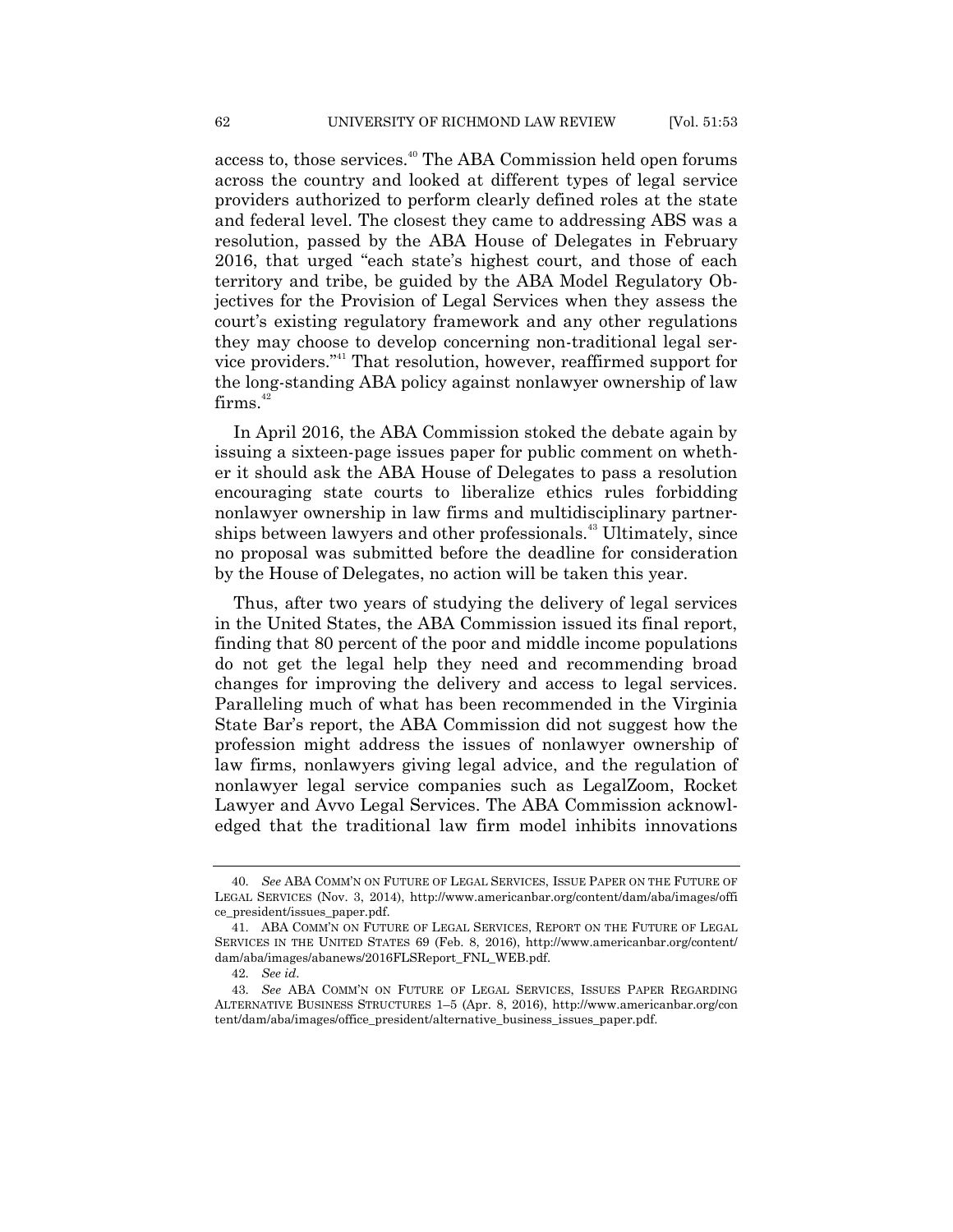access to, those services.[40] The ABA Commission held open forums across the country and looked at different types of legal service providers authorized to perform clearly defined roles at the state and federal level. The closest they came to addressing ABS was a resolution, passed by the ABA House of Delegates in February 2016, that urged "each state's highest court, and those of each territory and tribe, be guided by the ABA Model Regulatory Objectives for the Provision of Legal Services when they assess the court's existing regulatory framework and any other regulations they may choose to develop concerning non-traditional legal service providers."[41] That resolution, however, reaffirmed support for the long-standing ABA policy against nonlawyer ownership of law firms.[42]

In April 2016, the ABA Commission stoked the debate again by issuing a sixteen-page issues paper for public comment on whether it should ask the ABA House of Delegates to pass a resolution encouraging state courts to liberalize ethics rules forbidding nonlawyer ownership in law firms and multidisciplinary partnerships between lawyers and other professionals.[43] Ultimately, since no proposal was submitted before the deadline for consideration by the House of Delegates, no action will be taken this year.

Thus, after two years of studying the delivery of legal services in the United States, the ABA Commission issued its final report, finding that 80 percent of the poor and middle income populations do not get the legal help they need and recommending broad changes for improving the delivery and access to legal services. Paralleling much of what has been recommended in the Virginia State Bar's report, the ABA Commission did not suggest how the profession might address the issues of nonlawyer ownership of law firms, nonlawyers giving legal advice, and the regulation of nonlawyer legal service companies such as LegalZoom, Rocket Lawyer and Avvo Legal Services. The ABA Commission acknowledged that the traditional law firm model inhibits innovations

---

40. *See* ABA COMM'N ON FUTURE OF LEGAL SERVICES, ISSUE PAPER ON THE FUTURE OF LEGAL SERVICES (Nov. 3, 2014), http://www.americanbar.org/content/dam/aba/images/office_president/issues_paper.pdf.

41. ABA COMM'N ON FUTURE OF LEGAL SERVICES, REPORT ON THE FUTURE OF LEGAL SERVICES IN THE UNITED STATES 69 (Feb. 8, 2016), http://www.americanbar.org/content/dam/aba/images/abanews/2016FLSReport_FNL_WEB.pdf.

42. *See id*.

43. *See* ABA COMM'N ON FUTURE OF LEGAL SERVICES, ISSUES PAPER REGARDING ALTERNATIVE BUSINESS STRUCTURES 1–5 (Apr. 8, 2016), http://www.americanbar.org/content/dam/aba/images/office_president/alternative_business_issues_paper.pdf.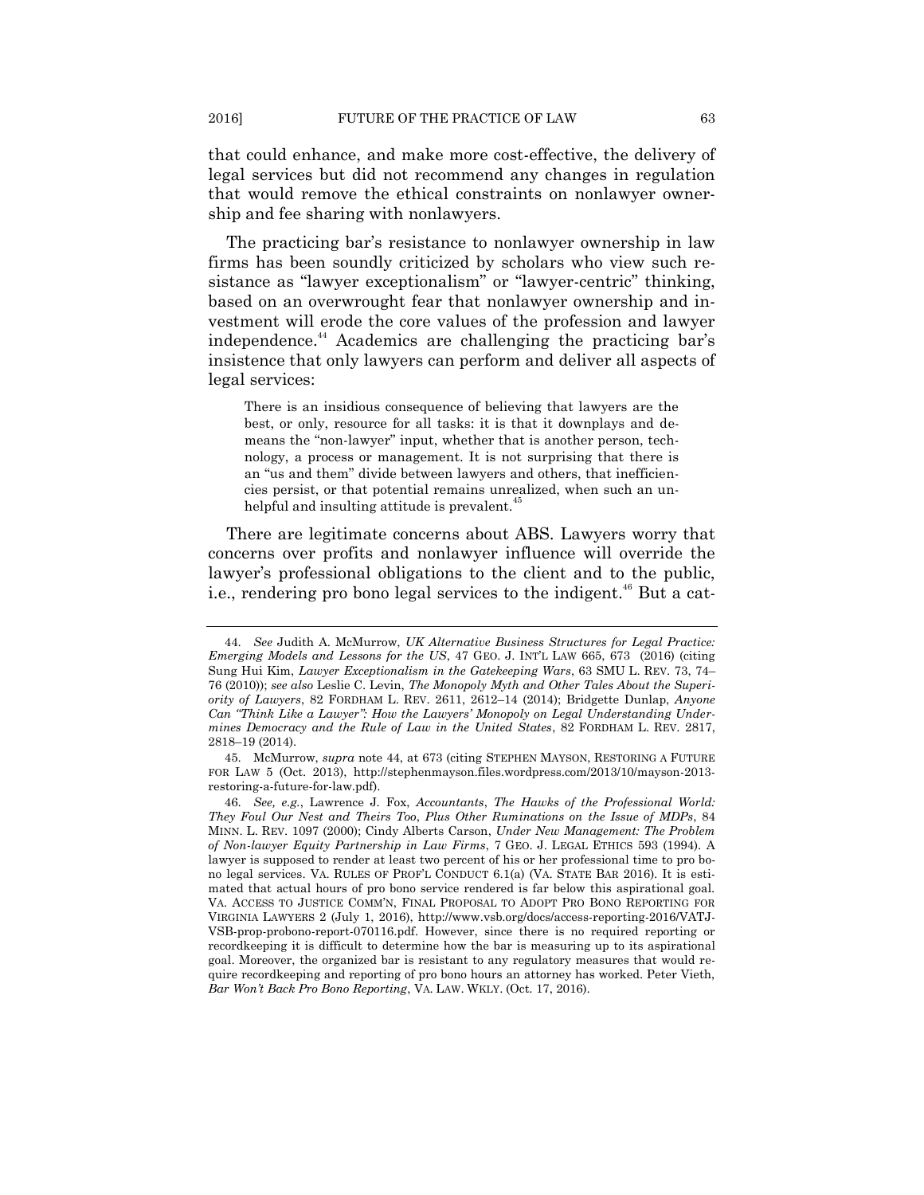that could enhance, and make more cost-effective, the delivery of legal services but did not recommend any changes in regulation that would remove the ethical constraints on nonlawyer ownership and fee sharing with nonlawyers.

The practicing bar's resistance to nonlawyer ownership in law firms has been soundly criticized by scholars who view such resistance as "lawyer exceptionalism" or "lawyer-centric" thinking, based on an overwrought fear that nonlawyer ownership and investment will erode the core values of the profession and lawyer independence.[44] Academics are challenging the practicing bar's insistence that only lawyers can perform and deliver all aspects of legal services:

> There is an insidious consequence of believing that lawyers are the best, or only, resource for all tasks: it is that it downplays and demeans the "non-lawyer" input, whether that is another person, technology, a process or management. It is not surprising that there is an "us and them" divide between lawyers and others, that inefficiencies persist, or that potential remains unrealized, when such an unhelpful and insulting attitude is prevalent.[45]

There are legitimate concerns about ABS. Lawyers worry that concerns over profits and nonlawyer influence will override the lawyer's professional obligations to the client and to the public, i.e., rendering pro bono legal services to the indigent.[46] But a cat-

---

44. *See* Judith A. McMurrow, *UK Alternative Business Structures for Legal Practice: Emerging Models and Lessons for the US*, 47 GEO. J. INT'L LAW 665, 673 (2016) (citing Sung Hui Kim, *Lawyer Exceptionalism in the Gatekeeping Wars*, 63 SMU L. REV. 73, 74–76 (2010)); *see also* Leslie C. Levin, *The Monopoly Myth and Other Tales About the Superiority of Lawyers*, 82 FORDHAM L. REV. 2611, 2612–14 (2014); Bridgette Dunlap, *Anyone Can "Think Like a Lawyer": How the Lawyers' Monopoly on Legal Understanding Undermines Democracy and the Rule of Law in the United States*, 82 FORDHAM L. REV. 2817, 2818–19 (2014).

45. McMurrow, *supra* note 44, at 673 (citing STEPHEN MAYSON, RESTORING A FUTURE FOR LAW 5 (Oct. 2013), http://stephenmayson.files.wordpress.com/2013/10/mayson-2013-restoring-a-future-for-law.pdf).

46. *See, e.g.*, Lawrence J. Fox, *Accountants*, *The Hawks of the Professional World: They Foul Our Nest and Theirs Too*, *Plus Other Ruminations on the Issue of MDPs*, 84 MINN. L. REV. 1097 (2000); Cindy Alberts Carson, *Under New Management: The Problem of Non-lawyer Equity Partnership in Law Firms*, 7 GEO. J. LEGAL ETHICS 593 (1994). A lawyer is supposed to render at least two percent of his or her professional time to pro bono legal services. VA. RULES OF PROF'L CONDUCT 6.1(a) (VA. STATE BAR 2016). It is estimated that actual hours of pro bono service rendered is far below this aspirational goal. VA. ACCESS TO JUSTICE COMM'N, FINAL PROPOSAL TO ADOPT PRO BONO REPORTING FOR VIRGINIA LAWYERS 2 (July 1, 2016), http://www.vsb.org/docs/access-reporting-2016/VATJ-VSB-prop-probono-report-070116.pdf. However, since there is no required reporting or recordkeeping it is difficult to determine how the bar is measuring up to its aspirational goal. Moreover, the organized bar is resistant to any regulatory measures that would require recordkeeping and reporting of pro bono hours an attorney has worked. Peter Vieth, *Bar Won't Back Pro Bono Reporting*, VA. LAW. WKLY. (Oct. 17, 2016).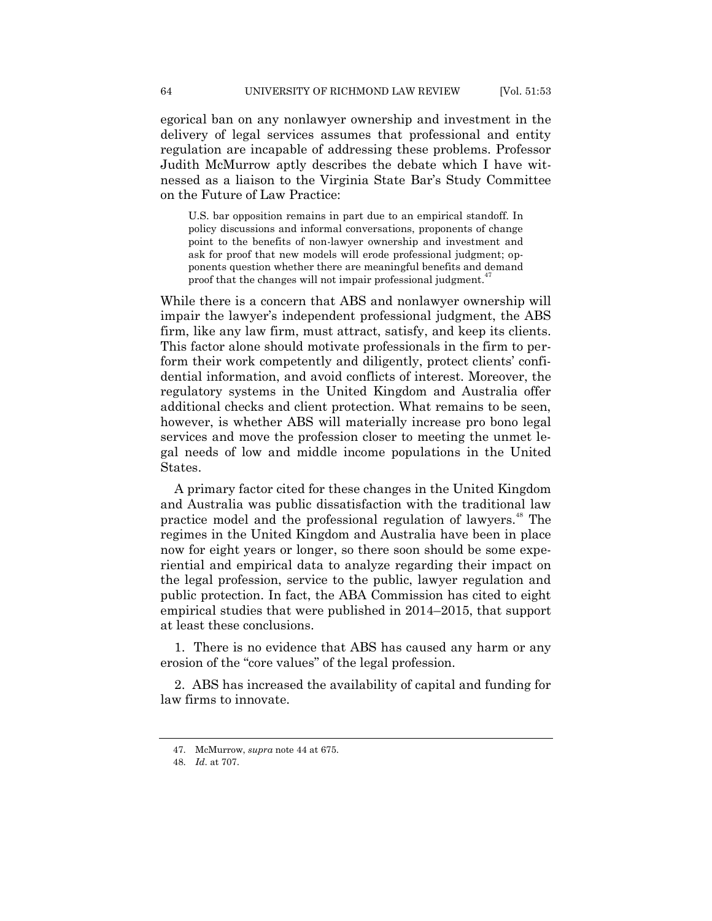egorical ban on any nonlawyer ownership and investment in the delivery of legal services assumes that professional and entity regulation are incapable of addressing these problems. Professor Judith McMurrow aptly describes the debate which I have witnessed as a liaison to the Virginia State Bar's Study Committee on the Future of Law Practice:

> U.S. bar opposition remains in part due to an empirical standoff. In policy discussions and informal conversations, proponents of change point to the benefits of non-lawyer ownership and investment and ask for proof that new models will erode professional judgment; opponents question whether there are meaningful benefits and demand proof that the changes will not impair professional judgment.[47]

While there is a concern that ABS and nonlawyer ownership will impair the lawyer's independent professional judgment, the ABS firm, like any law firm, must attract, satisfy, and keep its clients. This factor alone should motivate professionals in the firm to perform their work competently and diligently, protect clients' confidential information, and avoid conflicts of interest. Moreover, the regulatory systems in the United Kingdom and Australia offer additional checks and client protection. What remains to be seen, however, is whether ABS will materially increase pro bono legal services and move the profession closer to meeting the unmet legal needs of low and middle income populations in the United States.

A primary factor cited for these changes in the United Kingdom and Australia was public dissatisfaction with the traditional law practice model and the professional regulation of lawyers.[48] The regimes in the United Kingdom and Australia have been in place now for eight years or longer, so there soon should be some experiential and empirical data to analyze regarding their impact on the legal profession, service to the public, lawyer regulation and public protection. In fact, the ABA Commission has cited to eight empirical studies that were published in 2014–2015, that support at least these conclusions.

1. There is no evidence that ABS has caused any harm or any erosion of the "core values" of the legal profession.

2. ABS has increased the availability of capital and funding for law firms to innovate.

---

47. McMurrow, *supra* note 44 at 675.

48. *Id*. at 707.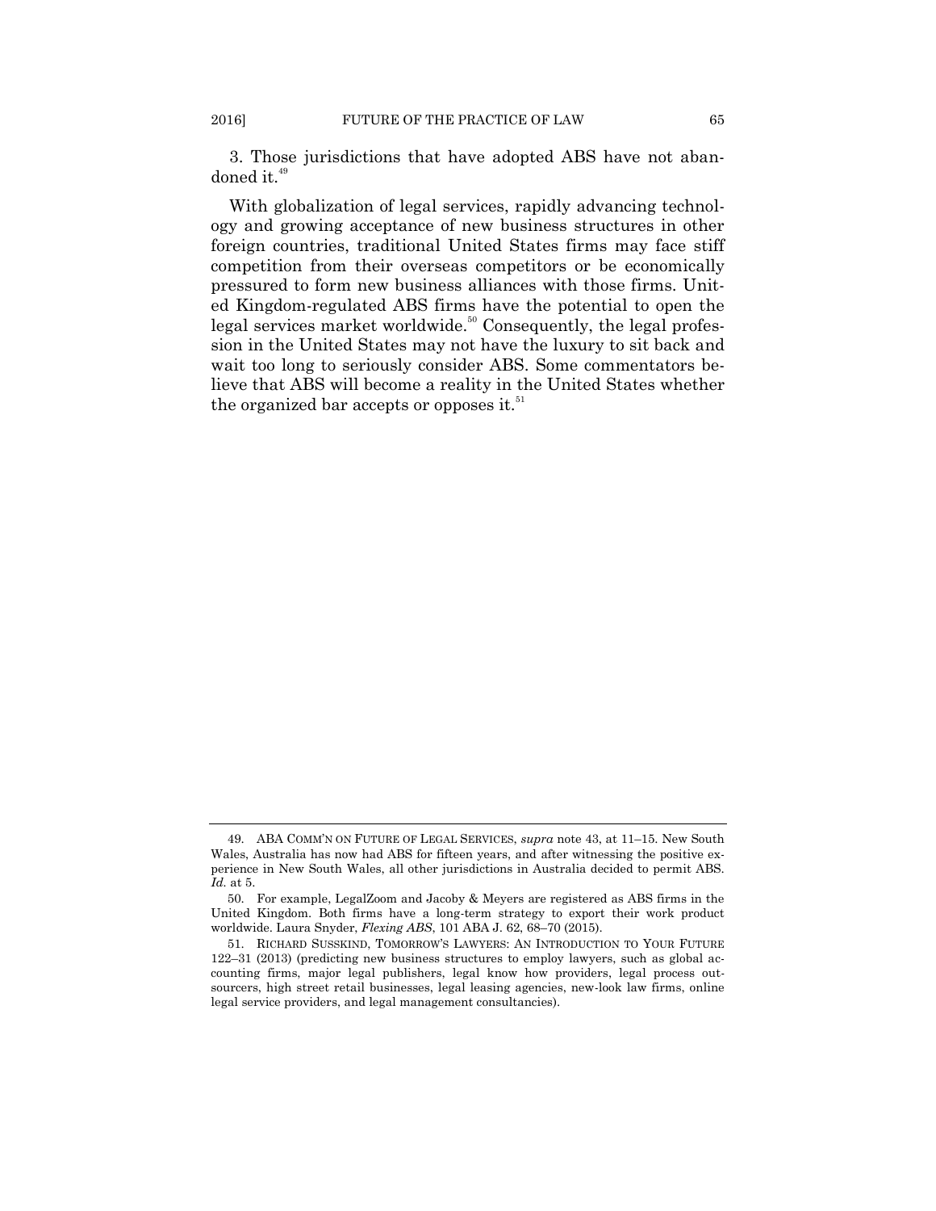3. Those jurisdictions that have adopted ABS have not abandoned it.[49]

With globalization of legal services, rapidly advancing technology and growing acceptance of new business structures in other foreign countries, traditional United States firms may face stiff competition from their overseas competitors or be economically pressured to form new business alliances with those firms. United Kingdom-regulated ABS firms have the potential to open the legal services market worldwide.[50] Consequently, the legal profession in the United States may not have the luxury to sit back and wait too long to seriously consider ABS. Some commentators believe that ABS will become a reality in the United States whether the organized bar accepts or opposes it.[51]

---

49. ABA COMM'N ON FUTURE OF LEGAL SERVICES, *supra* note 43, at 11–15. New South Wales, Australia has now had ABS for fifteen years, and after witnessing the positive experience in New South Wales, all other jurisdictions in Australia decided to permit ABS. *Id.* at 5.

50. For example, LegalZoom and Jacoby & Meyers are registered as ABS firms in the United Kingdom. Both firms have a long-term strategy to export their work product worldwide. Laura Snyder, *Flexing ABS*, 101 ABA J. 62, 68–70 (2015).

51. RICHARD SUSSKIND, TOMORROW'S LAWYERS: AN INTRODUCTION TO YOUR FUTURE 122–31 (2013) (predicting new business structures to employ lawyers, such as global accounting firms, major legal publishers, legal know how providers, legal process outsourcers, high street retail businesses, legal leasing agencies, new-look law firms, online legal service providers, and legal management consultancies).